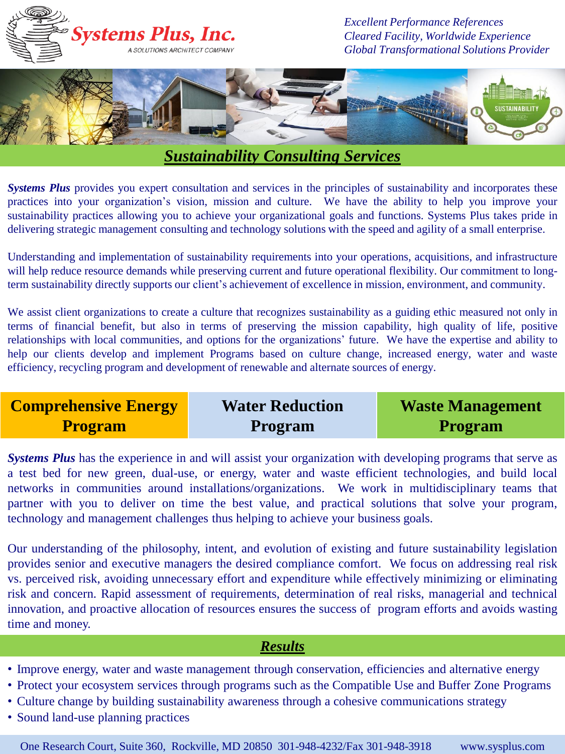**Systems Plus, Inc.**
A SOLUTIONS ARCHITECT COMPANY

*Excellent Performance References*
*Cleared Facility, Worldwide Experience*
*Global Transformational Solutions Provider*

# *Sustainability Consulting Services*

***Systems Plus*** provides you expert consultation and services in the principles of sustainability and incorporates these practices into your organization's vision, mission and culture. We have the ability to help you improve your sustainability practices allowing you to achieve your organizational goals and functions. Systems Plus takes pride in delivering strategic management consulting and technology solutions with the speed and agility of a small enterprise.

Understanding and implementation of sustainability requirements into your operations, acquisitions, and infrastructure will help reduce resource demands while preserving current and future operational flexibility. Our commitment to long-term sustainability directly supports our client's achievement of excellence in mission, environment, and community.

We assist client organizations to create a culture that recognizes sustainability as a guiding ethic measured not only in terms of financial benefit, but also in terms of preserving the mission capability, high quality of life, positive relationships with local communities, and options for the organizations' future. We have the expertise and ability to help our clients develop and implement Programs based on culture change, increased energy, water and waste efficiency, recycling program and development of renewable and alternate sources of energy.

| Comprehensive Energy Program | Water Reduction Program | Waste Management Program |
|---|---|---|

***Systems Plus*** has the experience in and will assist your organization with developing programs that serve as a test bed for new green, dual-use, or energy, water and waste efficient technologies, and build local networks in communities around installations/organizations. We work in multidisciplinary teams that partner with you to deliver on time the best value, and practical solutions that solve your program, technology and management challenges thus helping to achieve your business goals.

Our understanding of the philosophy, intent, and evolution of existing and future sustainability legislation provides senior and executive managers the desired compliance comfort. We focus on addressing real risk vs. perceived risk, avoiding unnecessary effort and expenditure while effectively minimizing or eliminating risk and concern. Rapid assessment of requirements, determination of real risks, managerial and technical innovation, and proactive allocation of resources ensures the success of program efforts and avoids wasting time and money.

## *Results*

- Improve energy, water and waste management through conservation, efficiencies and alternative energy
- Protect your ecosystem services through programs such as the Compatible Use and Buffer Zone Programs
- Culture change by building sustainability awareness through a cohesive communications strategy
- Sound land-use planning practices

One Research Court, Suite 360, Rockville, MD 20850 301-948-4232/Fax 301-948-3918 www.sysplus.com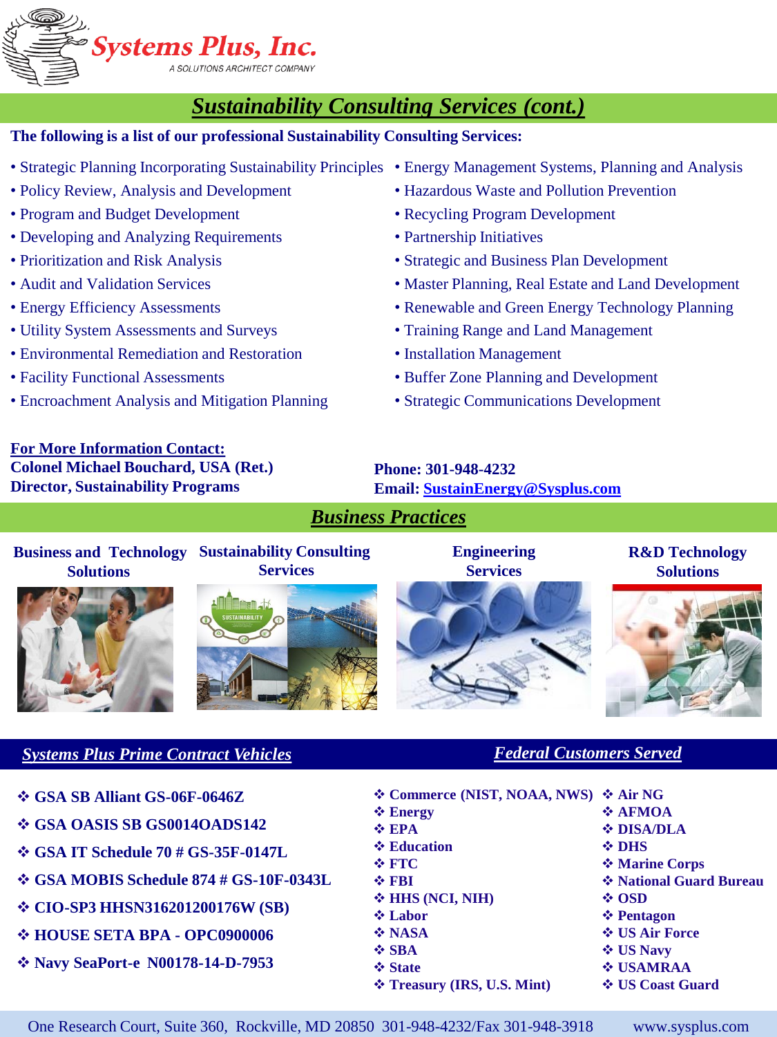## Sustainability Consulting Services (cont.)

**The following is a list of our professional Sustainability Consulting Services:**

- Strategic Planning Incorporating Sustainability Principles
- Policy Review, Analysis and Development
- Program and Budget Development
- Developing and Analyzing Requirements
- Prioritization and Risk Analysis
- Audit and Validation Services
- Energy Efficiency Assessments
- Utility System Assessments and Surveys
- Environmental Remediation and Restoration
- Facility Functional Assessments
- Encroachment Analysis and Mitigation Planning
- Energy Management Systems, Planning and Analysis
- Hazardous Waste and Pollution Prevention
- Recycling Program Development
- Partnership Initiatives
- Strategic and Business Plan Development
- Master Planning, Real Estate and Land Development
- Renewable and Green Energy Technology Planning
- Training Range and Land Management
- Installation Management
- Buffer Zone Planning and Development
- Strategic Communications Development

**For More Information Contact:**
**Colonel Michael Bouchard, USA (Ret.)**
**Director, Sustainability Programs**

**Phone: 301-948-4232**
**Email: SustainEnergy@Sysplus.com**

## Business Practices

**Business and Technology Solutions**

**Sustainability Consulting Services**

**Engineering Services**

**R&D Technology Solutions**

## Systems Plus Prime Contract Vehicles

- **GSA SB Alliant GS-06F-0646Z**
- **GSA OASIS SB GS00140ADS142**
- **GSA IT Schedule 70 # GS-35F-0147L**
- **GSA MOBIS Schedule 874 # GS-10F-0343L**
- **CIO-SP3 HHSN316201200176W (SB)**
- **HOUSE SETA BPA - OPC0900006**
- **Navy SeaPort-e N00178-14-D-7953**

## Federal Customers Served

- **Commerce (NIST, NOAA, NWS)**
- **Energy**
- **EPA**
- **Education**
- **FTC**
- **FBI**
- **HHS (NCI, NIH)**
- **Labor**
- **NASA**
- **SBA**
- **State**
- **Treasury (IRS, U.S. Mint)**
- **Air NG**
- **AFMOA**
- **DISA/DLA**
- **DHS**
- **Marine Corps**
- **National Guard Bureau**
- **OSD**
- **Pentagon**
- **US Air Force**
- **US Navy**
- **USAMRAA**
- **US Coast Guard**

One Research Court, Suite 360, Rockville, MD 20850 301-948-4232/Fax 301-948-3918 www.sysplus.com